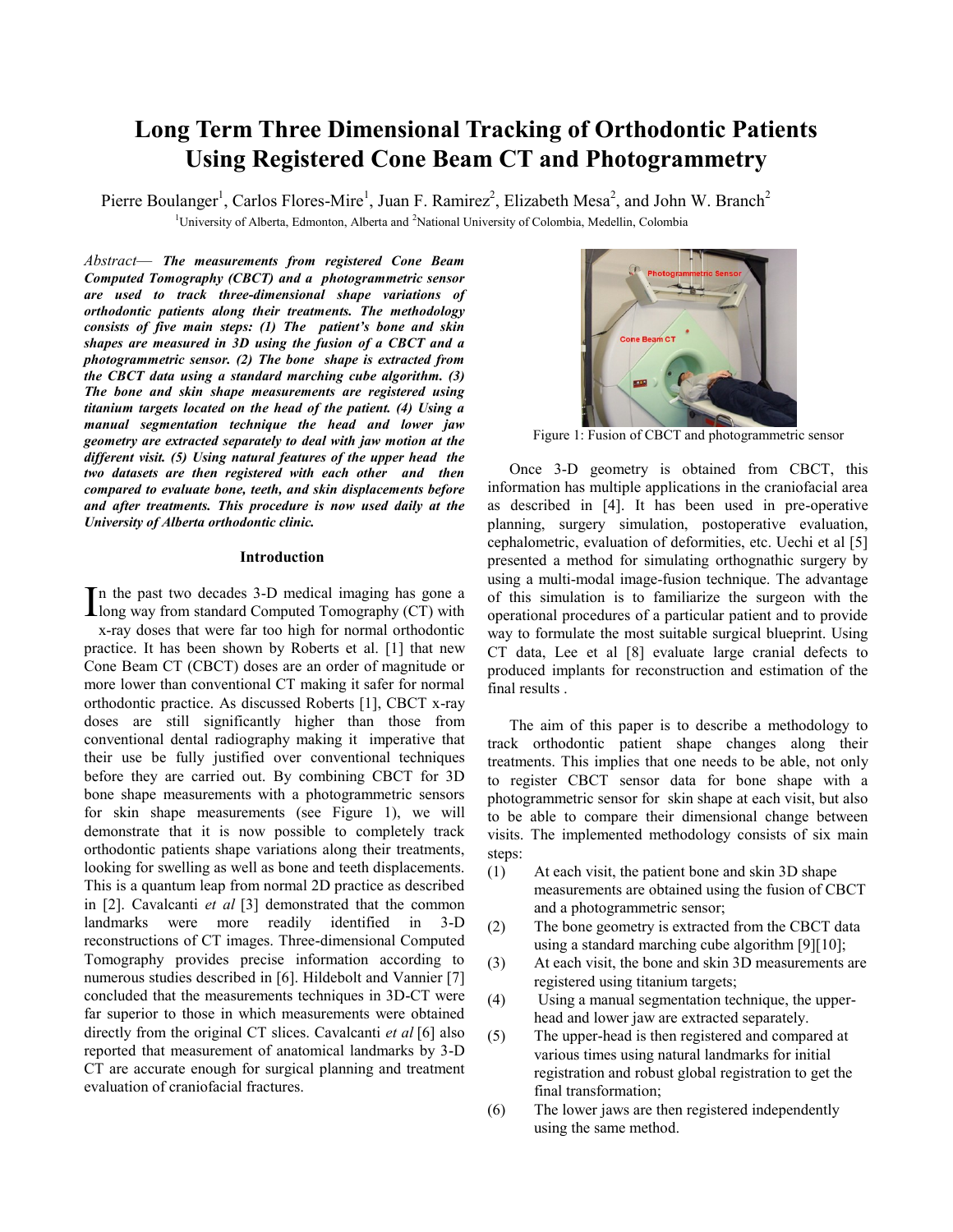# Long Term Three Dimensional Tracking of Orthodontic Patients Using Registered Cone Beam CT and Photogrammetry

Pierre Boulanger[1], Carlos Flores-Mire[1], Juan F. Ramirez[2], Elizabeth Mesa[2], and John W. Branch[2]

[1]University of Alberta, Edmonton, Alberta and [2]National University of Colombia, Medellin, Colombia

*Abstract*— ***The measurements from registered Cone Beam Computed Tomography (CBCT) and a photogrammetric sensor are used to track three-dimensional shape variations of orthodontic patients along their treatments. The methodology consists of five main steps: (1) The patient's bone and skin shapes are measured in 3D using the fusion of a CBCT and a photogrammetric sensor. (2) The bone shape is extracted from the CBCT data using a standard marching cube algorithm. (3) The bone and skin shape measurements are registered using titanium targets located on the head of the patient. (4) Using a manual segmentation technique the head and lower jaw geometry are extracted separately to deal with jaw motion at the different visit. (5) Using natural features of the upper head the two datasets are then registered with each other and then compared to evaluate bone, teeth, and skin displacements before and after treatments. This procedure is now used daily at the University of Alberta orthodontic clinic.***

## Introduction

In the past two decades 3-D medical imaging has gone a long way from standard Computed Tomography (CT) with x-ray doses that were far too high for normal orthodontic practice. It has been shown by Roberts et al. [1] that new Cone Beam CT (CBCT) doses are an order of magnitude or more lower than conventional CT making it safer for normal orthodontic practice. As discussed Roberts [1], CBCT x-ray doses are still significantly higher than those from conventional dental radiography making it imperative that their use be fully justified over conventional techniques before they are carried out. By combining CBCT for 3D bone shape measurements with a photogrammetric sensors for skin shape measurements (see Figure 1), we will demonstrate that it is now possible to completely track orthodontic patients shape variations along their treatments, looking for swelling as well as bone and teeth displacements. This is a quantum leap from normal 2D practice as described in [2]. Cavalcanti *et al* [3] demonstrated that the common landmarks were more readily identified in 3-D reconstructions of CT images. Three-dimensional Computed Tomography provides precise information according to numerous studies described in [6]. Hildebolt and Vannier [7] concluded that the measurements techniques in 3D-CT were far superior to those in which measurements were obtained directly from the original CT slices. Cavalcanti *et al* [6] also reported that measurement of anatomical landmarks by 3-D CT are accurate enough for surgical planning and treatment evaluation of craniofacial fractures.

Figure 1: Fusion of CBCT and photogrammetric sensor

Once 3-D geometry is obtained from CBCT, this information has multiple applications in the craniofacial area as described in [4]. It has been used in pre-operative planning, surgery simulation, postoperative evaluation, cephalometric, evaluation of deformities, etc. Uechi et al [5] presented a method for simulating orthognathic surgery by using a multi-modal image-fusion technique. The advantage of this simulation is to familiarize the surgeon with the operational procedures of a particular patient and to provide way to formulate the most suitable surgical blueprint. Using CT data, Lee et al [8] evaluate large cranial defects to produced implants for reconstruction and estimation of the final results .

The aim of this paper is to describe a methodology to track orthodontic patient shape changes along their treatments. This implies that one needs to be able, not only to register CBCT sensor data for bone shape with a photogrammetric sensor for skin shape at each visit, but also to be able to compare their dimensional change between visits. The implemented methodology consists of six main steps:

(1) At each visit, the patient bone and skin 3D shape measurements are obtained using the fusion of CBCT and a photogrammetric sensor;

(2) The bone geometry is extracted from the CBCT data using a standard marching cube algorithm [9][10];

(3) At each visit, the bone and skin 3D measurements are registered using titanium targets;

(4) Using a manual segmentation technique, the upper-head and lower jaw are extracted separately.

(5) The upper-head is then registered and compared at various times using natural landmarks for initial registration and robust global registration to get the final transformation;

(6) The lower jaws are then registered independently using the same method.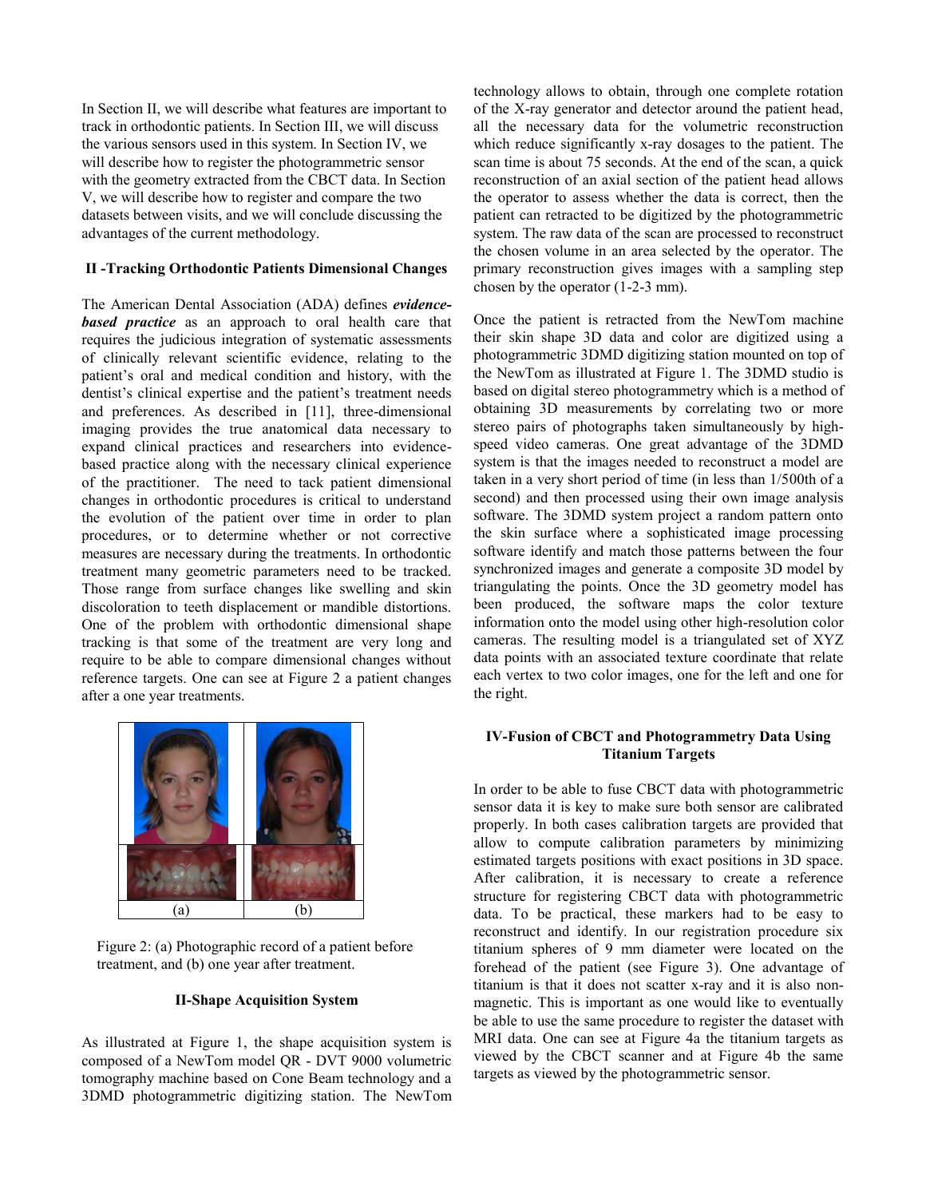In Section II, we will describe what features are important to track in orthodontic patients. In Section III, we will discuss the various sensors used in this system. In Section IV, we will describe how to register the photogrammetric sensor with the geometry extracted from the CBCT data. In Section V, we will describe how to register and compare the two datasets between visits, and we will conclude discussing the advantages of the current methodology.

## II -Tracking Orthodontic Patients Dimensional Changes

The American Dental Association (ADA) defines ***evidence-based practice*** as an approach to oral health care that requires the judicious integration of systematic assessments of clinically relevant scientific evidence, relating to the patient's oral and medical condition and history, with the dentist's clinical expertise and the patient's treatment needs and preferences. As described in [11], three-dimensional imaging provides the true anatomical data necessary to expand clinical practices and researchers into evidence-based practice along with the necessary clinical experience of the practitioner. The need to tack patient dimensional changes in orthodontic procedures is critical to understand the evolution of the patient over time in order to plan procedures, or to determine whether or not corrective measures are necessary during the treatments. In orthodontic treatment many geometric parameters need to be tracked. Those range from surface changes like swelling and skin discoloration to teeth displacement or mandible distortions. One of the problem with orthodontic dimensional shape tracking is that some of the treatment are very long and require to be able to compare dimensional changes without reference targets. One can see at Figure 2 a patient changes after a one year treatments.

| (a) | (b) |
|---|---|

Figure 2: (a) Photographic record of a patient before treatment, and (b) one year after treatment.

## II-Shape Acquisition System

As illustrated at Figure 1, the shape acquisition system is composed of a NewTom model QR - DVT 9000 volumetric tomography machine based on Cone Beam technology and a 3DMD photogrammetric digitizing station. The NewTom technology allows to obtain, through one complete rotation of the X-ray generator and detector around the patient head, all the necessary data for the volumetric reconstruction which reduce significantly x-ray dosages to the patient. The scan time is about 75 seconds. At the end of the scan, a quick reconstruction of an axial section of the patient head allows the operator to assess whether the data is correct, then the patient can retracted to be digitized by the photogrammetric system. The raw data of the scan are processed to reconstruct the chosen volume in an area selected by the operator. The primary reconstruction gives images with a sampling step chosen by the operator (1-2-3 mm).

Once the patient is retracted from the NewTom machine their skin shape 3D data and color are digitized using a photogrammetric 3DMD digitizing station mounted on top of the NewTom as illustrated at Figure 1. The 3DMD studio is based on digital stereo photogrammetry which is a method of obtaining 3D measurements by correlating two or more stereo pairs of photographs taken simultaneously by high-speed video cameras. One great advantage of the 3DMD system is that the images needed to reconstruct a model are taken in a very short period of time (in less than 1/500th of a second) and then processed using their own image analysis software. The 3DMD system project a random pattern onto the skin surface where a sophisticated image processing software identify and match those patterns between the four synchronized images and generate a composite 3D model by triangulating the points. Once the 3D geometry model has been produced, the software maps the color texture information onto the model using other high-resolution color cameras. The resulting model is a triangulated set of XYZ data points with an associated texture coordinate that relate each vertex to two color images, one for the left and one for the right.

## IV-Fusion of CBCT and Photogrammetry Data Using Titanium Targets

In order to be able to fuse CBCT data with photogrammetric sensor data it is key to make sure both sensor are calibrated properly. In both cases calibration targets are provided that allow to compute calibration parameters by minimizing estimated targets positions with exact positions in 3D space. After calibration, it is necessary to create a reference structure for registering CBCT data with photogrammetric data. To be practical, these markers had to be easy to reconstruct and identify. In our registration procedure six titanium spheres of 9 mm diameter were located on the forehead of the patient (see Figure 3). One advantage of titanium is that it does not scatter x-ray and it is also non-magnetic. This is important as one would like to eventually be able to use the same procedure to register the dataset with MRI data. One can see at Figure 4a the titanium targets as viewed by the CBCT scanner and at Figure 4b the same targets as viewed by the photogrammetric sensor.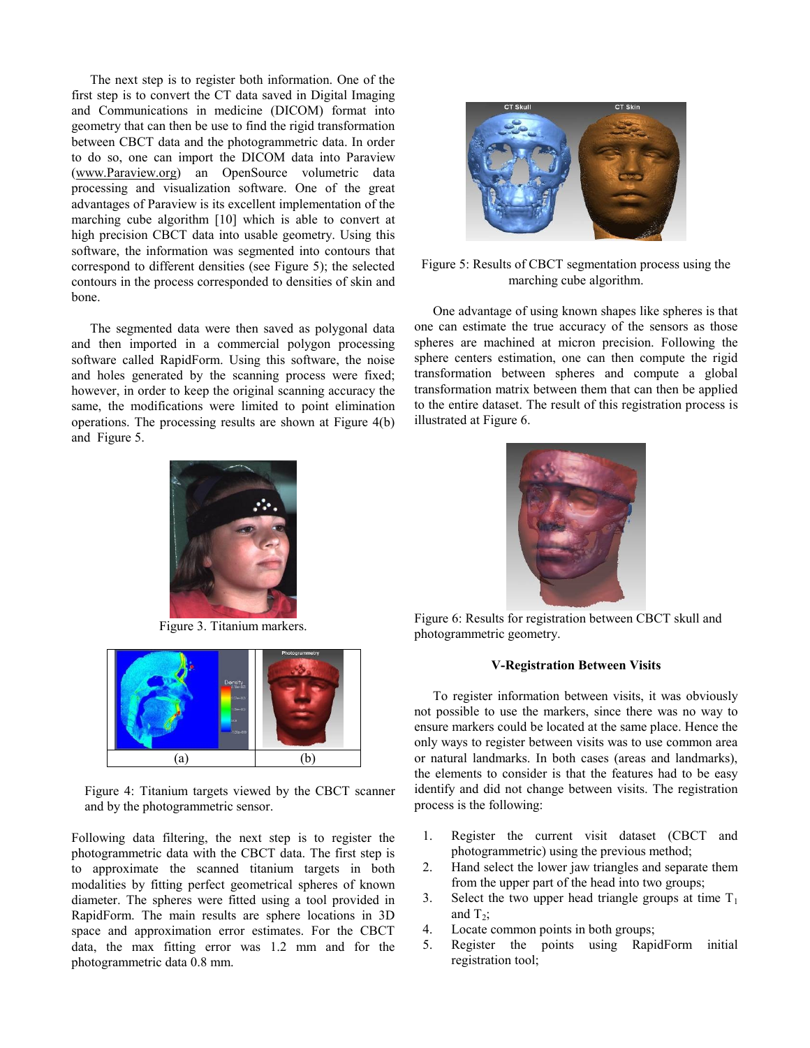The next step is to register both information. One of the first step is to convert the CT data saved in Digital Imaging and Communications in medicine (DICOM) format into geometry that can then be use to find the rigid transformation between CBCT data and the photogrammetric data. In order to do so, one can import the DICOM data into Paraview (www.Paraview.org) an OpenSource volumetric data processing and visualization software. One of the great advantages of Paraview is its excellent implementation of the marching cube algorithm [10] which is able to convert at high precision CBCT data into usable geometry. Using this software, the information was segmented into contours that correspond to different densities (see Figure 5); the selected contours in the process corresponded to densities of skin and bone.

The segmented data were then saved as polygonal data and then imported in a commercial polygon processing software called RapidForm. Using this software, the noise and holes generated by the scanning process were fixed; however, in order to keep the original scanning accuracy the same, the modifications were limited to point elimination operations. The processing results are shown at Figure 4(b) and Figure 5.

Figure 3. Titanium markers.

Figure 4: Titanium targets viewed by the CBCT scanner and by the photogrammetric sensor.

Following data filtering, the next step is to register the photogrammetric data with the CBCT data. The first step is to approximate the scanned titanium targets in both modalities by fitting perfect geometrical spheres of known diameter. The spheres were fitted using a tool provided in RapidForm. The main results are sphere locations in 3D space and approximation error estimates. For the CBCT data, the max fitting error was 1.2 mm and for the photogrammetric data 0.8 mm.

Figure 5: Results of CBCT segmentation process using the marching cube algorithm.

One advantage of using known shapes like spheres is that one can estimate the true accuracy of the sensors as those spheres are machined at micron precision. Following the sphere centers estimation, one can then compute the rigid transformation between spheres and compute a global transformation matrix between them that can then be applied to the entire dataset. The result of this registration process is illustrated at Figure 6.

Figure 6: Results for registration between CBCT skull and photogrammetric geometry.

## V-Registration Between Visits

To register information between visits, it was obviously not possible to use the markers, since there was no way to ensure markers could be located at the same place. Hence the only ways to register between visits was to use common area or natural landmarks. In both cases (areas and landmarks), the elements to consider is that the features had to be easy identify and did not change between visits. The registration process is the following:

1. Register the current visit dataset (CBCT and photogrammetric) using the previous method;
2. Hand select the lower jaw triangles and separate them from the upper part of the head into two groups;
3. Select the two upper head triangle groups at time $T_1$ and $T_2$;
4. Locate common points in both groups;
5. Register the points using RapidForm initial registration tool;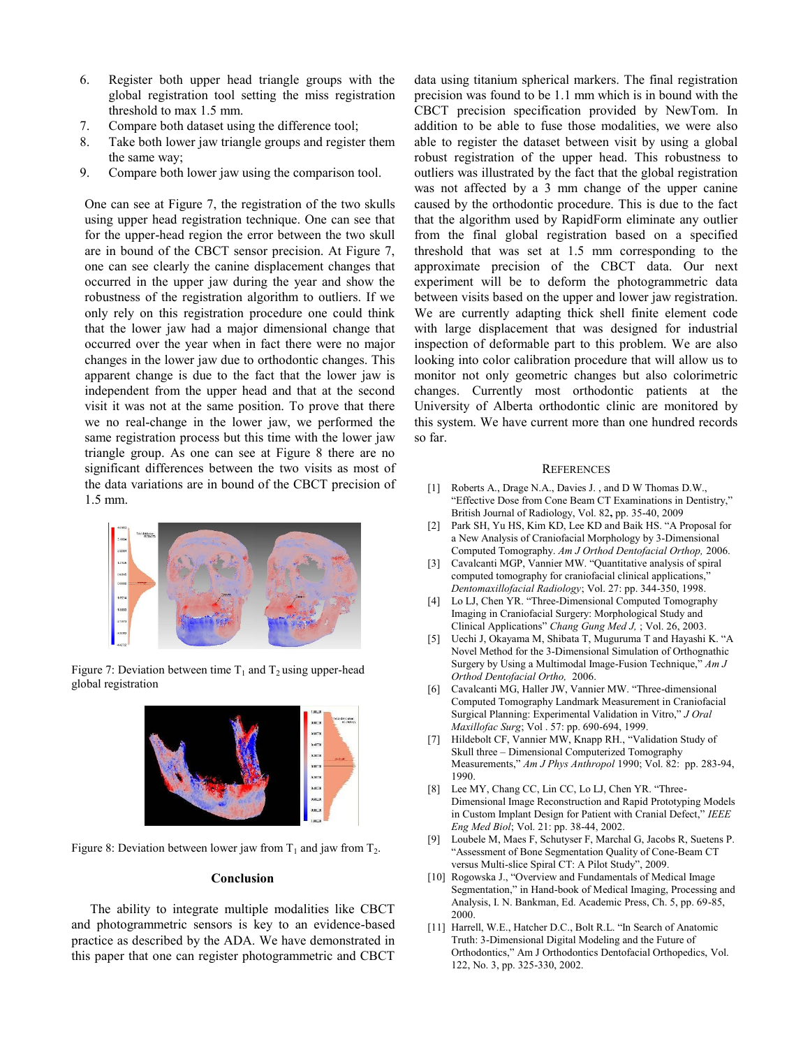6. Register both upper head triangle groups with the global registration tool setting the miss registration threshold to max 1.5 mm.
7. Compare both dataset using the difference tool;
8. Take both lower jaw triangle groups and register them the same way;
9. Compare both lower jaw using the comparison tool.

One can see at Figure 7, the registration of the two skulls using upper head registration technique. One can see that for the upper-head region the error between the two skull are in bound of the CBCT sensor precision. At Figure 7, one can see clearly the canine displacement changes that occurred in the upper jaw during the year and show the robustness of the registration algorithm to outliers. If we only rely on this registration procedure one could think that the lower jaw had a major dimensional change that occurred over the year when in fact there were no major changes in the lower jaw due to orthodontic changes. This apparent change is due to the fact that the lower jaw is independent from the upper head and that at the second visit it was not at the same position. To prove that there we no real-change in the lower jaw, we performed the same registration process but this time with the lower jaw triangle group. As one can see at Figure 8 there are no significant differences between the two visits as most of the data variations are in bound of the CBCT precision of 1.5 mm.

Figure 7: Deviation between time $T_1$ and $T_2$ using upper-head global registration

Figure 8: Deviation between lower jaw from $T_1$ and jaw from $T_2$.

## Conclusion

The ability to integrate multiple modalities like CBCT and photogrammetric sensors is key to an evidence-based practice as described by the ADA. We have demonstrated in this paper that one can register photogrammetric and CBCT data using titanium spherical markers. The final registration precision was found to be 1.1 mm which is in bound with the CBCT precision specification provided by NewTom. In addition to be able to fuse those modalities, we were also able to register the dataset between visit by using a global robust registration of the upper head. This robustness to outliers was illustrated by the fact that the global registration was not affected by a 3 mm change of the upper canine caused by the orthodontic procedure. This is due to the fact that the algorithm used by RapidForm eliminate any outlier from the final global registration based on a specified threshold that was set at 1.5 mm corresponding to the approximate precision of the CBCT data. Our next experiment will be to deform the photogrammetric data between visits based on the upper and lower jaw registration. We are currently adapting thick shell finite element code with large displacement that was designed for industrial inspection of deformable part to this problem. We are also looking into color calibration procedure that will allow us to monitor not only geometric changes but also colorimetric changes. Currently most orthodontic patients at the University of Alberta orthodontic clinic are monitored by this system. We have current more than one hundred records so far.

## References

[1] Roberts A., Drage N.A., Davies J. , and D W Thomas D.W., "Effective Dose from Cone Beam CT Examinations in Dentistry," British Journal of Radiology, Vol. 82**,** pp. 35-40, 2009

[2] Park SH, Yu HS, Kim KD, Lee KD and Baik HS. "A Proposal for a New Analysis of Craniofacial Morphology by 3-Dimensional Computed Tomography. *Am J Orthod Dentofacial Orthop,* 2006.

[3] Cavalcanti MGP, Vannier MW. "Quantitative analysis of spiral computed tomography for craniofacial clinical applications," *Dentomaxillofacial Radiology*; Vol. 27: pp. 344-350, 1998.

[4] Lo LJ, Chen YR. "Three-Dimensional Computed Tomography Imaging in Craniofacial Surgery: Morphological Study and Clinical Applications" *Chang Gung Med J,* ; Vol. 26, 2003.

[5] Uechi J, Okayama M, Shibata T, Muguruma T and Hayashi K. "A Novel Method for the 3-Dimensional Simulation of Orthognathic Surgery by Using a Multimodal Image-Fusion Technique," *Am J Orthod Dentofacial Ortho,* 2006.

[6] Cavalcanti MG, Haller JW, Vannier MW. "Three-dimensional Computed Tomography Landmark Measurement in Craniofacial Surgical Planning: Experimental Validation in Vitro," *J Oral Maxillofac Surg*; Vol . 57: pp. 690-694, 1999.

[7] Hildebolt CF, Vannier MW, Knapp RH., "Validation Study of Skull three – Dimensional Computerized Tomography Measurements," *Am J Phys Anthropol* 1990; Vol. 82: pp. 283-94, 1990.

[8] Lee MY, Chang CC, Lin CC, Lo LJ, Chen YR. "Three-Dimensional Image Reconstruction and Rapid Prototyping Models in Custom Implant Design for Patient with Cranial Defect," *IEEE Eng Med Biol*; Vol. 21: pp. 38-44, 2002.

[9] Loubele M, Maes F, Schutyser F, Marchal G, Jacobs R, Suetens P. "Assessment of Bone Segmentation Quality of Cone-Beam CT versus Multi-slice Spiral CT: A Pilot Study", 2009.

[10] Rogowska J., "Overview and Fundamentals of Medical Image Segmentation," in Hand-book of Medical Imaging, Processing and Analysis, I. N. Bankman, Ed. Academic Press, Ch. 5, pp. 69-85, 2000.

[11] Harrell, W.E., Hatcher D.C., Bolt R.L. "In Search of Anatomic Truth: 3-Dimensional Digital Modeling and the Future of Orthodontics," Am J Orthodontics Dentofacial Orthopedics, Vol. 122, No. 3, pp. 325-330, 2002.